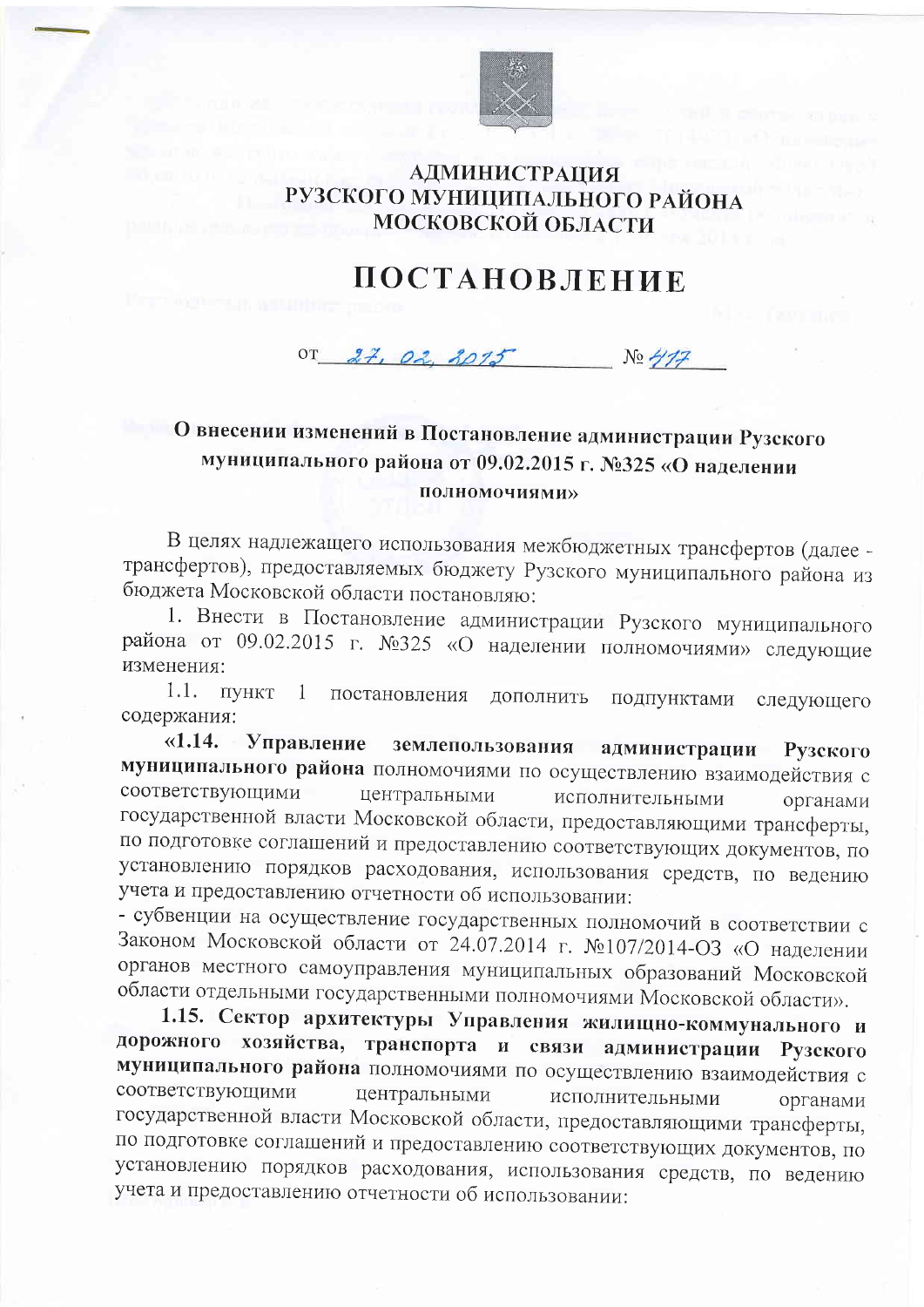# АДМИНИСТРАЦИЯ РУЗСКОГО МУНИЦИПАЛЬНОГО РАЙОНА МОСКОВСКОЙ ОБЛАСТИ

# ПОСТАНОВЛЕНИЕ

от 27.02.2015 № 417

## О внесении изменений в Постановление администрации Рузского муниципального района от 09.02.2015 г. №325 «О наделении полномочиями»

В целях надлежащего использования межбюджетных трансфертов (далее - трансфертов), предоставляемых бюджету Рузского муниципального района из бюджета Московской области постановляю:

1. Внести в Постановление администрации Рузского муниципального района от 09.02.2015 г. №325 «О наделении полномочиями» следующие изменения:

1.1. пункт 1 постановления дополнить подпунктами следующего содержания:

«1.14. **Управление землепользования администрации Рузского муниципального района** полномочиями по осуществлению взаимодействия с соответствующими центральными исполнительными органами государственной власти Московской области, предоставляющими трансферты, по подготовке соглашений и предоставлению соответствующих документов, по установлению порядков расходования, использования средств, по ведению учета и предоставлению отчетности об использовании:

- субвенции на осуществление государственных полномочий в соответствии с Законом Московской области от 24.07.2014 г. №107/2014-ОЗ «О наделении органов местного самоуправления муниципальных образований Московской области отдельными государственными полномочиями Московской области».

**1.15. Сектор архитектуры Управления жилищно-коммунального и дорожного хозяйства, транспорта и связи администрации Рузского муниципального района** полномочиями по осуществлению взаимодействия с соответствующими центральными исполнительными органами государственной власти Московской области, предоставляющими трансферты, по подготовке соглашений и предоставлению соответствующих документов, по установлению порядков расходования, использования средств, по ведению учета и предоставлению отчетности об использовании: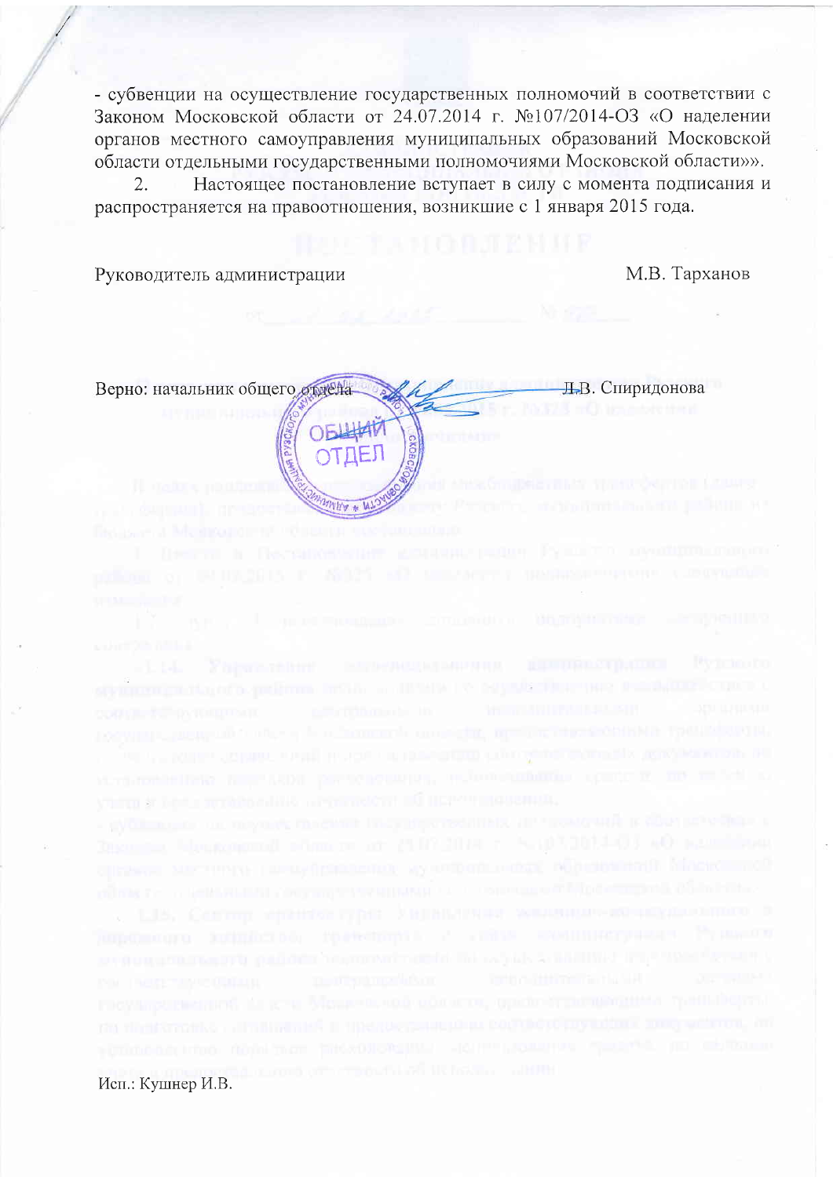- субвенции на осуществление государственных полномочий в соответствии с Законом Московской области от 24.07.2014 г. №107/2014-ОЗ «О наделении органов местного самоуправления муниципальных образований Московской области отдельными государственными полномочиями Московской области»».

2. Настоящее постановление вступает в силу с момента подписания и распространяется на правоотношения, возникшие с 1 января 2015 года.

Руководитель администрации М.В. Тарханов

Верно: начальник общего отдела Л.В. Спиридонова

Исп.: Кушнер И.В.